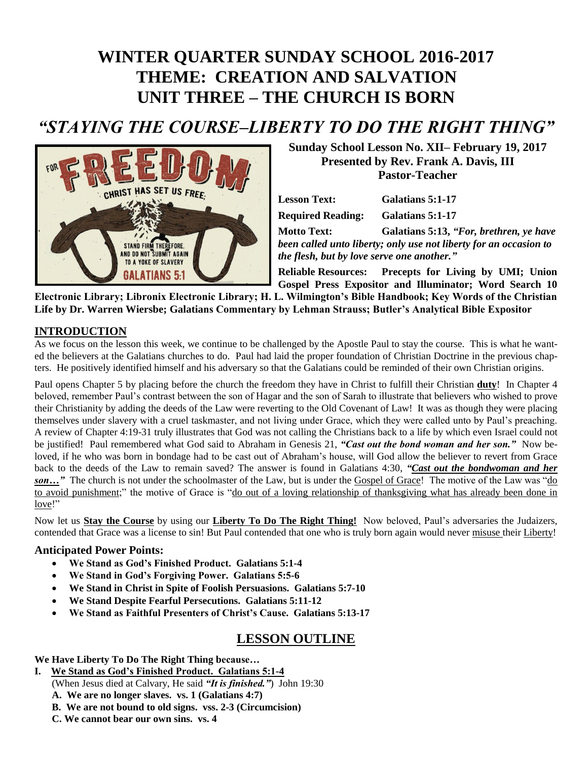# WINTER QUARTER SUNDAY SCHOOL 2016-2017
# THEME: CREATION AND SALVATION
# UNIT THREE – THE CHURCH IS BORN

## *"STAYING THE COURSE–LIBERTY TO DO THE RIGHT THING"*

**Sunday School Lesson No. XII– February 19, 2017**
**Presented by Rev. Frank A. Davis, III**
**Pastor-Teacher**

**Lesson Text:** **Galatians 5:1-17**

**Required Reading:** **Galatians 5:1-17**

**Motto Text:** **Galatians 5:13, *"For, brethren, ye have been called unto liberty; only use not liberty for an occasion to the flesh, but by love serve one another."***

**Reliable Resources: Precepts for Living by UMI; Union Gospel Press Expositor and Illuminator; Word Search 10 Electronic Library; Libronix Electronic Library; H. L. Wilmington's Bible Handbook; Key Words of the Christian Life by Dr. Warren Wiersbe; Galatians Commentary by Lehman Strauss; Butler's Analytical Bible Expositor**

### INTRODUCTION

As we focus on the lesson this week, we continue to be challenged by the Apostle Paul to stay the course. This is what he wanted the believers at the Galatians churches to do. Paul had laid the proper foundation of Christian Doctrine in the previous chapters. He positively identified himself and his adversary so that the Galatians could be reminded of their own Christian origins.

Paul opens Chapter 5 by placing before the church the freedom they have in Christ to fulfill their Christian **duty**! In Chapter 4 beloved, remember Paul's contrast between the son of Hagar and the son of Sarah to illustrate that believers who wished to prove their Christianity by adding the deeds of the Law were reverting to the Old Covenant of Law! It was as though they were placing themselves under slavery with a cruel taskmaster, and not living under Grace, which they were called unto by Paul's preaching. A review of Chapter 4:19-31 truly illustrates that God was not calling the Christians back to a life by which even Israel could not be justified! Paul remembered what God said to Abraham in Genesis 21, ***"Cast out the bond woman and her son."*** Now beloved, if he who was born in bondage had to be cast out of Abraham's house, will God allow the believer to revert from Grace back to the deeds of the Law to remain saved? The answer is found in Galatians 4:30, ***"Cast out the bondwoman and her son…"*** The church is not under the schoolmaster of the Law, but is under the Gospel of Grace! The motive of the Law was "do to avoid punishment;" the motive of Grace is "do out of a loving relationship of thanksgiving what has already been done in love!"

Now let us **Stay the Course** by using our **Liberty To Do The Right Thing!** Now beloved, Paul's adversaries the Judaizers, contended that Grace was a license to sin! But Paul contended that one who is truly born again would never misuse their Liberty!

#### Anticipated Power Points:

- **We Stand as God's Finished Product. Galatians 5:1-4**
- **We Stand in God's Forgiving Power. Galatians 5:5-6**
- **We Stand in Christ in Spite of Foolish Persuasions. Galatians 5:7-10**
- **We Stand Despite Fearful Persecutions. Galatians 5:11-12**
- **We Stand as Faithful Presenters of Christ's Cause. Galatians 5:13-17**

## LESSON OUTLINE

**We Have Liberty To Do The Right Thing because…**

**I. We Stand as God's Finished Product. Galatians 5:1-4**

(When Jesus died at Calvary, He said ***"It is finished."***) John 19:30

**A. We are no longer slaves. vs. 1 (Galatians 4:7)**

**B. We are not bound to old signs. vss. 2-3 (Circumcision)**

**C. We cannot bear our own sins. vs. 4**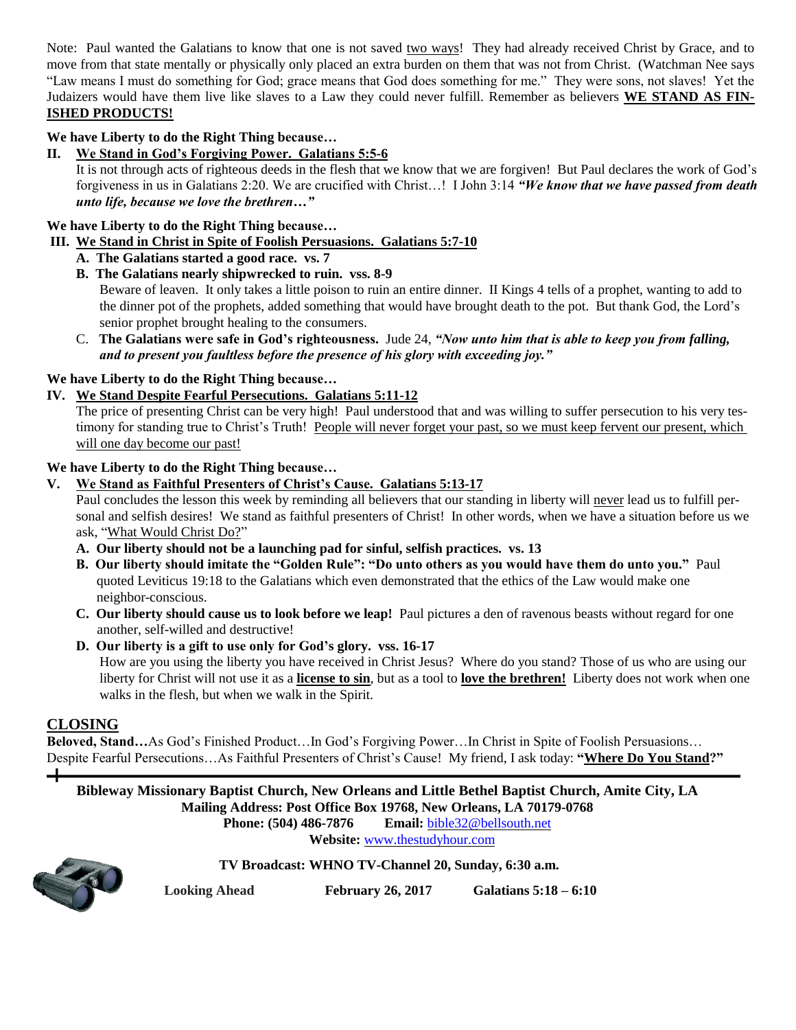Note: Paul wanted the Galatians to know that one is not saved two ways! They had already received Christ by Grace, and to move from that state mentally or physically only placed an extra burden on them that was not from Christ. (Watchman Nee says "Law means I must do something for God; grace means that God does something for me." They were sons, not slaves! Yet the Judaizers would have them live like slaves to a Law they could never fulfill. Remember as believers **WE STAND AS FINISHED PRODUCTS!**

**We have Liberty to do the Right Thing because…**

**II. We Stand in God's Forgiving Power. Galatians 5:5-6**

It is not through acts of righteous deeds in the flesh that we know that we are forgiven! But Paul declares the work of God's forgiveness in us in Galatians 2:20. We are crucified with Christ…! I John 3:14 ***"We know that we have passed from death unto life, because we love the brethren…"***

**We have Liberty to do the Right Thing because…**

**III. We Stand in Christ in Spite of Foolish Persuasions. Galatians 5:7-10**

- **A. The Galatians started a good race. vs. 7**
- **B. The Galatians nearly shipwrecked to ruin. vss. 8-9**

  Beware of leaven. It only takes a little poison to ruin an entire dinner. II Kings 4 tells of a prophet, wanting to add to the dinner pot of the prophets, added something that would have brought death to the pot. But thank God, the Lord's senior prophet brought healing to the consumers.
- C. **The Galatians were safe in God's righteousness.** Jude 24, ***"Now unto him that is able to keep you from falling, and to present you faultless before the presence of his glory with exceeding joy."***

**We have Liberty to do the Right Thing because…**

**IV. We Stand Despite Fearful Persecutions. Galatians 5:11-12**

The price of presenting Christ can be very high! Paul understood that and was willing to suffer persecution to his very testimony for standing true to Christ's Truth! People will never forget your past, so we must keep fervent our present, which will one day become our past!

**We have Liberty to do the Right Thing because…**

**V. We Stand as Faithful Presenters of Christ's Cause. Galatians 5:13-17**

Paul concludes the lesson this week by reminding all believers that our standing in liberty will never lead us to fulfill personal and selfish desires! We stand as faithful presenters of Christ! In other words, when we have a situation before us we ask, "What Would Christ Do?"

- **A. Our liberty should not be a launching pad for sinful, selfish practices. vs. 13**
- **B. Our liberty should imitate the "Golden Rule": "Do unto others as you would have them do unto you."** Paul quoted Leviticus 19:18 to the Galatians which even demonstrated that the ethics of the Law would make one neighbor-conscious.
- **C. Our liberty should cause us to look before we leap!** Paul pictures a den of ravenous beasts without regard for one another, self-willed and destructive!
- **D. Our liberty is a gift to use only for God's glory. vss. 16-17**

  How are you using the liberty you have received in Christ Jesus? Where do you stand? Those of us who are using our liberty for Christ will not use it as a **license to sin**, but as a tool to **love the brethren!** Liberty does not work when one walks in the flesh, but when we walk in the Spirit.

## CLOSING

**Beloved, Stand…**As God's Finished Product…In God's Forgiving Power…In Christ in Spite of Foolish Persuasions… Despite Fearful Persecutions…As Faithful Presenters of Christ's Cause! My friend, I ask today: **"Where Do You Stand?"**

---

**Bibleway Missionary Baptist Church, New Orleans and Little Bethel Baptist Church, Amite City, LA**
**Mailing Address: Post Office Box 19768, New Orleans, LA 70179-0768**
**Phone: (504) 486-7876 Email:** bible32@bellsouth.net
**Website:** www.thestudyhour.com

**TV Broadcast: WHNO TV-Channel 20, Sunday, 6:30 a.m.**

**Looking Ahead February 26, 2017 Galatians 5:18 – 6:10**